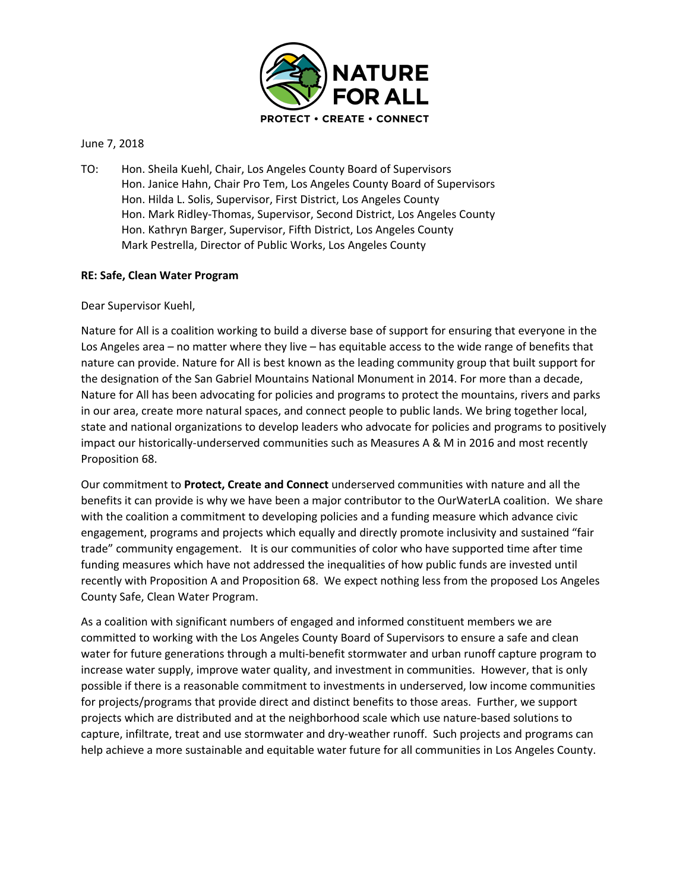NATURE FOR ALL

PROTECT • CREATE • CONNECT

June 7, 2018

TO: Hon. Sheila Kuehl, Chair, Los Angeles County Board of Supervisors
Hon. Janice Hahn, Chair Pro Tem, Los Angeles County Board of Supervisors
Hon. Hilda L. Solis, Supervisor, First District, Los Angeles County
Hon. Mark Ridley-Thomas, Supervisor, Second District, Los Angeles County
Hon. Kathryn Barger, Supervisor, Fifth District, Los Angeles County
Mark Pestrella, Director of Public Works, Los Angeles County

**RE: Safe, Clean Water Program**

Dear Supervisor Kuehl,

Nature for All is a coalition working to build a diverse base of support for ensuring that everyone in the Los Angeles area – no matter where they live – has equitable access to the wide range of benefits that nature can provide. Nature for All is best known as the leading community group that built support for the designation of the San Gabriel Mountains National Monument in 2014. For more than a decade, Nature for All has been advocating for policies and programs to protect the mountains, rivers and parks in our area, create more natural spaces, and connect people to public lands. We bring together local, state and national organizations to develop leaders who advocate for policies and programs to positively impact our historically-underserved communities such as Measures A & M in 2016 and most recently Proposition 68.

Our commitment to **Protect, Create and Connect** underserved communities with nature and all the benefits it can provide is why we have been a major contributor to the OurWaterLA coalition. We share with the coalition a commitment to developing policies and a funding measure which advance civic engagement, programs and projects which equally and directly promote inclusivity and sustained "fair trade" community engagement. It is our communities of color who have supported time after time funding measures which have not addressed the inequalities of how public funds are invested until recently with Proposition A and Proposition 68. We expect nothing less from the proposed Los Angeles County Safe, Clean Water Program.

As a coalition with significant numbers of engaged and informed constituent members we are committed to working with the Los Angeles County Board of Supervisors to ensure a safe and clean water for future generations through a multi-benefit stormwater and urban runoff capture program to increase water supply, improve water quality, and investment in communities. However, that is only possible if there is a reasonable commitment to investments in underserved, low income communities for projects/programs that provide direct and distinct benefits to those areas. Further, we support projects which are distributed and at the neighborhood scale which use nature-based solutions to capture, infiltrate, treat and use stormwater and dry-weather runoff. Such projects and programs can help achieve a more sustainable and equitable water future for all communities in Los Angeles County.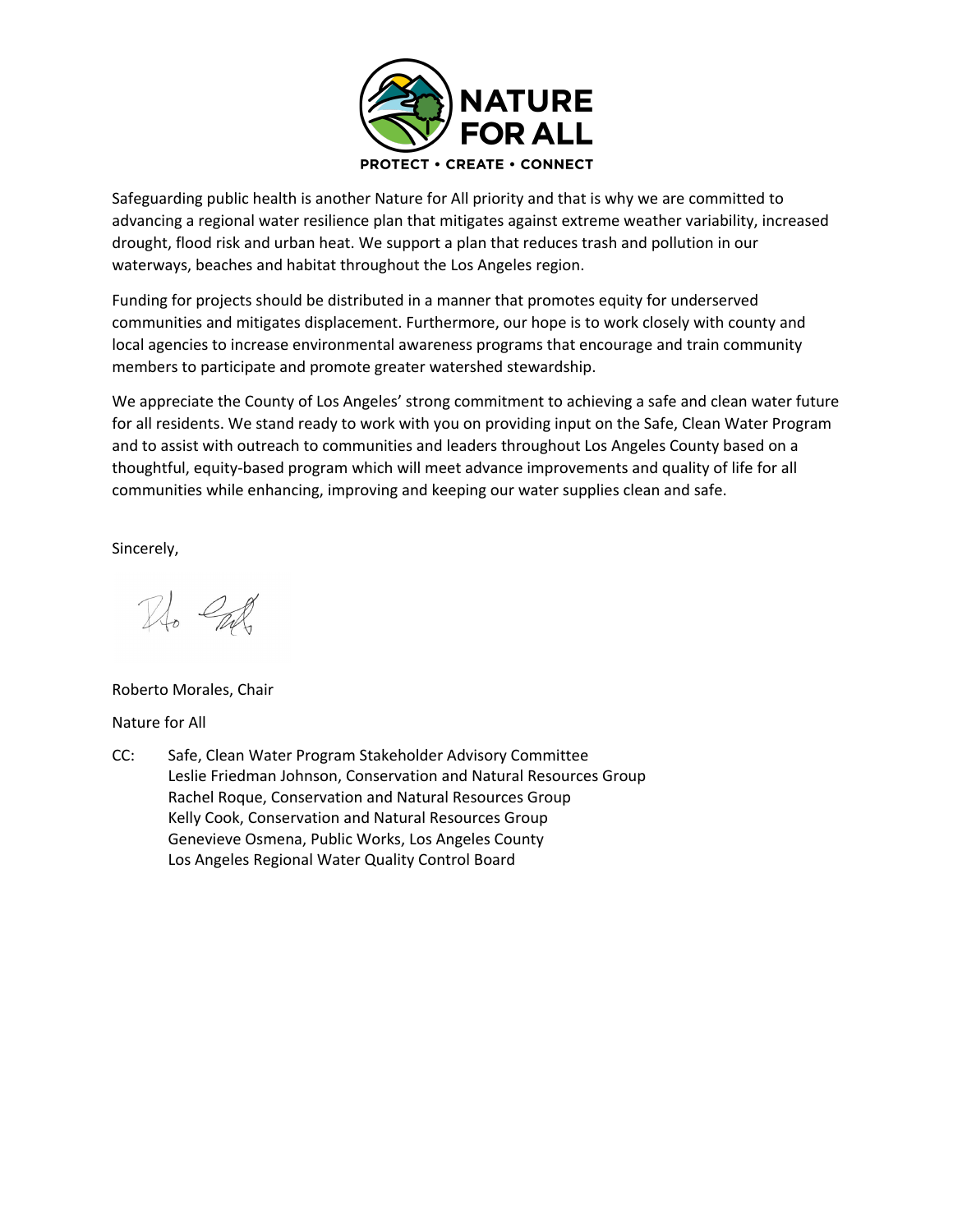Safeguarding public health is another Nature for All priority and that is why we are committed to advancing a regional water resilience plan that mitigates against extreme weather variability, increased drought, flood risk and urban heat. We support a plan that reduces trash and pollution in our waterways, beaches and habitat throughout the Los Angeles region.

Funding for projects should be distributed in a manner that promotes equity for underserved communities and mitigates displacement. Furthermore, our hope is to work closely with county and local agencies to increase environmental awareness programs that encourage and train community members to participate and promote greater watershed stewardship.

We appreciate the County of Los Angeles' strong commitment to achieving a safe and clean water future for all residents. We stand ready to work with you on providing input on the Safe, Clean Water Program and to assist with outreach to communities and leaders throughout Los Angeles County based on a thoughtful, equity-based program which will meet advance improvements and quality of life for all communities while enhancing, improving and keeping our water supplies clean and safe.

Sincerely,

Roberto Morales, Chair

Nature for All

CC: Safe, Clean Water Program Stakeholder Advisory Committee
Leslie Friedman Johnson, Conservation and Natural Resources Group
Rachel Roque, Conservation and Natural Resources Group
Kelly Cook, Conservation and Natural Resources Group
Genevieve Osmena, Public Works, Los Angeles County
Los Angeles Regional Water Quality Control Board